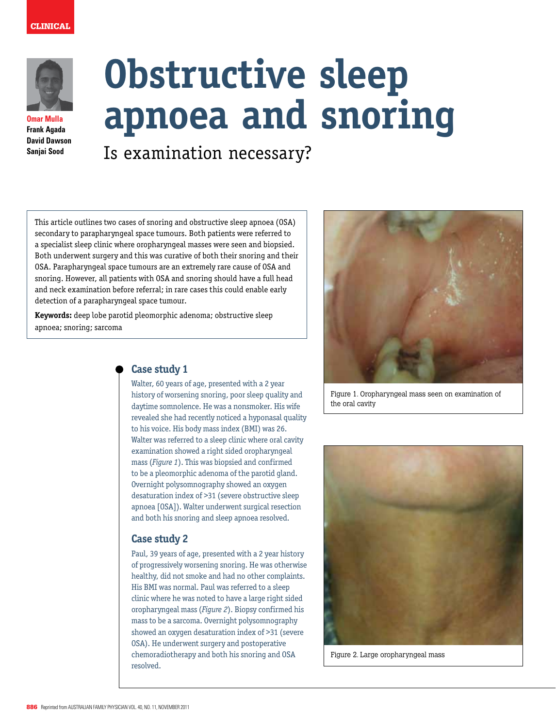CLINICAL

Omar Mulla
Frank Agada
David Dawson
Sanjai Sood

# Obstructive sleep apnoea and snoring

## Is examination necessary?

This article outlines two cases of snoring and obstructive sleep apnoea (OSA) secondary to parapharyngeal space tumours. Both patients were referred to a specialist sleep clinic where oropharyngeal masses were seen and biopsied. Both underwent surgery and this was curative of both their snoring and their OSA. Parapharyngeal space tumours are an extremely rare cause of OSA and snoring. However, all patients with OSA and snoring should have a full head and neck examination before referral; in rare cases this could enable early detection of a parapharyngeal space tumour.

**Keywords:** deep lobe parotid pleomorphic adenoma; obstructive sleep apnoea; snoring; sarcoma

### Case study 1

Walter, 60 years of age, presented with a 2 year history of worsening snoring, poor sleep quality and daytime somnolence. He was a nonsmoker. His wife revealed she had recently noticed a hyponasal quality to his voice. His body mass index (BMI) was 26. Walter was referred to a sleep clinic where oral cavity examination showed a right sided oropharyngeal mass (*Figure 1*). This was biopsied and confirmed to be a pleomorphic adenoma of the parotid gland. Overnight polysomnography showed an oxygen desaturation index of >31 (severe obstructive sleep apnoea [OSA]). Walter underwent surgical resection and both his snoring and sleep apnoea resolved.

### Case study 2

Paul, 39 years of age, presented with a 2 year history of progressively worsening snoring. He was otherwise healthy, did not smoke and had no other complaints. His BMI was normal. Paul was referred to a sleep clinic where he was noted to have a large right sided oropharyngeal mass (*Figure 2*). Biopsy confirmed his mass to be a sarcoma. Overnight polysomnography showed an oxygen desaturation index of >31 (severe OSA). He underwent surgery and postoperative chemoradiotherapy and both his snoring and OSA resolved.

Figure 1. Oropharyngeal mass seen on examination of the oral cavity

Figure 2. Large oropharyngeal mass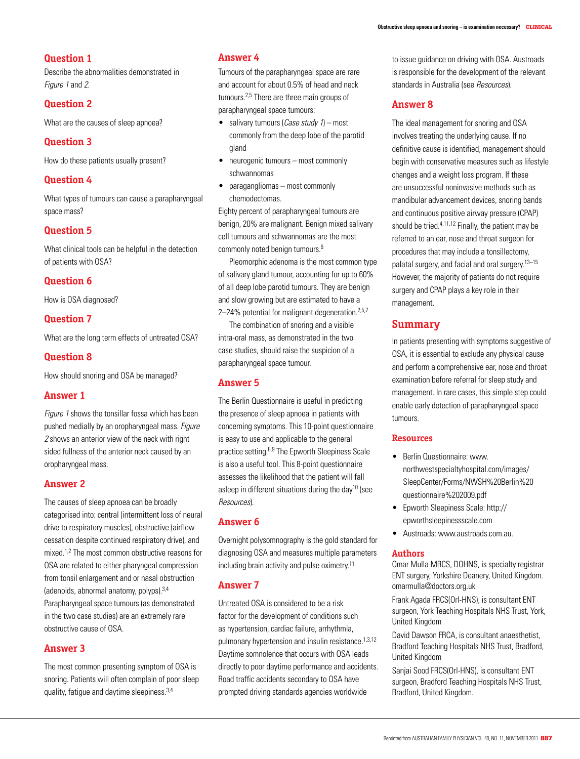## Question 1

Describe the abnormalities demonstrated in *Figure 1* and *2*.

## Question 2

What are the causes of sleep apnoea?

## Question 3

How do these patients usually present?

## Question 4

What types of tumours can cause a parapharyngeal space mass?

## Question 5

What clinical tools can be helpful in the detection of patients with OSA?

## Question 6

How is OSA diagnosed?

## Question 7

What are the long term effects of untreated OSA?

## Question 8

How should snoring and OSA be managed?

## Answer 1

*Figure 1* shows the tonsillar fossa which has been pushed medially by an oropharyngeal mass. *Figure 2* shows an anterior view of the neck with right sided fullness of the anterior neck caused by an oropharyngeal mass.

## Answer 2

The causes of sleep apnoea can be broadly categorised into: central (intermittent loss of neural drive to respiratory muscles), obstructive (airflow cessation despite continued respiratory drive), and mixed.[1,2] The most common obstructive reasons for OSA are related to either pharyngeal compression from tonsil enlargement and or nasal obstruction (adenoids, abnormal anatomy, polyps).[3,4] Parapharyngeal space tumours (as demonstrated in the two case studies) are an extremely rare obstructive cause of OSA.

## Answer 3

The most common presenting symptom of OSA is snoring. Patients will often complain of poor sleep quality, fatigue and daytime sleepiness.[3,4]

## Answer 4

Tumours of the parapharyngeal space are rare and account for about 0.5% of head and neck tumours.[2,5] There are three main groups of parapharyngeal space tumours:

- salivary tumours (*Case study 1*) – most commonly from the deep lobe of the parotid gland
- neurogenic tumours – most commonly schwannomas
- paragangliomas – most commonly chemodectomas.

Eighty percent of parapharyngeal tumours are benign, 20% are malignant. Benign mixed salivary cell tumours and schwannomas are the most commonly noted benign tumours.[6]

Pleomorphic adenoma is the most common type of salivary gland tumour, accounting for up to 60% of all deep lobe parotid tumours. They are benign and slow growing but are estimated to have a 2–24% potential for malignant degeneration.[2,5,7]

The combination of snoring and a visible intra-oral mass, as demonstrated in the two case studies, should raise the suspicion of a parapharyngeal space tumour.

## Answer 5

The Berlin Questionnaire is useful in predicting the presence of sleep apnoea in patients with concerning symptoms. This 10-point questionnaire is easy to use and applicable to the general practice setting.[8,9] The Epworth Sleepiness Scale is also a useful tool. This 8-point questionnaire assesses the likelihood that the patient will fall asleep in different situations during the day[10] (see *Resources*).

## Answer 6

Overnight polysomnography is the gold standard for diagnosing OSA and measures multiple parameters including brain activity and pulse oximetry.[11]

## Answer 7

Untreated OSA is considered to be a risk factor for the development of conditions such as hypertension, cardiac failure, arrhythmia, pulmonary hypertension and insulin resistance.[1,3,12] Daytime somnolence that occurs with OSA leads directly to poor daytime performance and accidents. Road traffic accidents secondary to OSA have prompted driving standards agencies worldwide to issue guidance on driving with OSA. Austroads is responsible for the development of the relevant standards in Australia (see *Resources*).

## Answer 8

The ideal management for snoring and OSA involves treating the underlying cause. If no definitive cause is identified, management should begin with conservative measures such as lifestyle changes and a weight loss program. If these are unsuccessful noninvasive methods such as mandibular advancement devices, snoring bands and continuous positive airway pressure (CPAP) should be tried.[4,11,12] Finally, the patient may be referred to an ear, nose and throat surgeon for procedures that may include a tonsillectomy, palatal surgery, and facial and oral surgery.[13–15] However, the majority of patients do not require surgery and CPAP plays a key role in their management.

## Summary

In patients presenting with symptoms suggestive of OSA, it is essential to exclude any physical cause and perform a comprehensive ear, nose and throat examination before referral for sleep study and management. In rare cases, this simple step could enable early detection of parapharyngeal space tumours.

### Resources

- Berlin Questionnaire: www.northwestspecialtyhospital.com/images/SleepCenter/Forms/NWSH%20Berlin%20questionnaire%202009.pdf
- Epworth Sleepiness Scale: http://epworthsleepinessscale.com
- Austroads: www.austroads.com.au.

### Authors

Omar Mulla MRCS, DOHNS, is specialty registrar ENT surgery, Yorkshire Deanery, United Kingdom. omarmulla@doctors.org.uk

Frank Agada FRCS(Orl-HNS), is consultant ENT surgeon, York Teaching Hospitals NHS Trust, York, United Kingdom

David Dawson FRCA, is consultant anaesthetist, Bradford Teaching Hospitals NHS Trust, Bradford, United Kingdom

Sanjai Sood FRCS(Orl-HNS), is consultant ENT surgeon, Bradford Teaching Hospitals NHS Trust, Bradford, United Kingdom.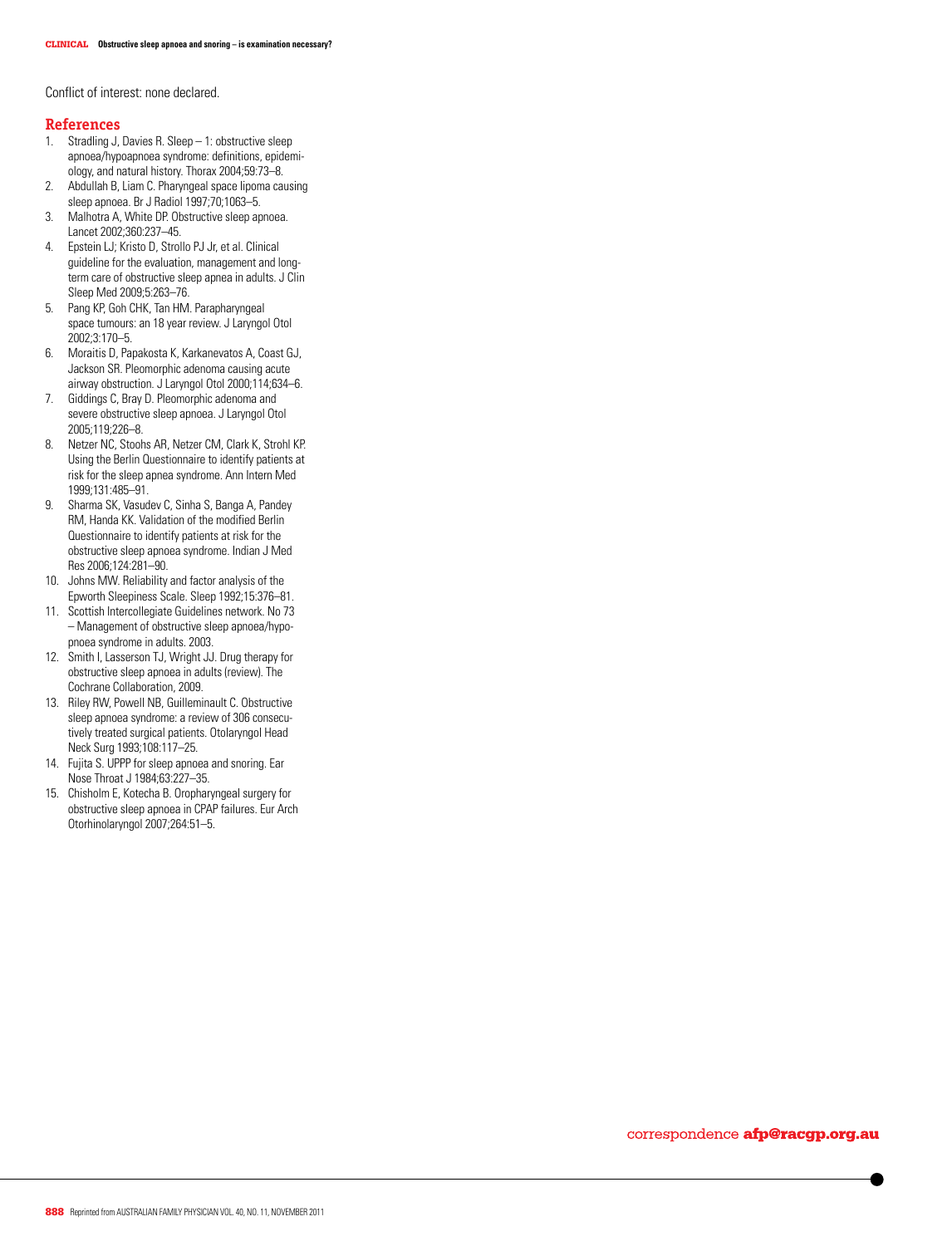Conflict of interest: none declared.

## References

1. Stradling J, Davies R. Sleep – 1: obstructive sleep apnoea/hypoapnoea syndrome: definitions, epidemiology, and natural history. Thorax 2004;59:73–8.
2. Abdullah B, Liam C. Pharyngeal space lipoma causing sleep apnoea. Br J Radiol 1997;70;1063–5.
3. Malhotra A, White DP. Obstructive sleep apnoea. Lancet 2002;360:237–45.
4. Epstein LJ; Kristo D, Strollo PJ Jr, et al. Clinical guideline for the evaluation, management and long-term care of obstructive sleep apnea in adults. J Clin Sleep Med 2009;5:263–76.
5. Pang KP, Goh CHK, Tan HM. Parapharyngeal space tumours: an 18 year review. J Laryngol Otol 2002;3:170–5.
6. Moraitis D, Papakosta K, Karkanevatos A, Coast GJ, Jackson SR. Pleomorphic adenoma causing acute airway obstruction. J Laryngol Otol 2000;114;634–6.
7. Giddings C, Bray D. Pleomorphic adenoma and severe obstructive sleep apnoea. J Laryngol Otol 2005;119;226–8.
8. Netzer NC, Stoohs AR, Netzer CM, Clark K, Strohl KP. Using the Berlin Questionnaire to identify patients at risk for the sleep apnea syndrome. Ann Intern Med 1999;131:485–91.
9. Sharma SK, Vasudev C, Sinha S, Banga A, Pandey RM, Handa KK. Validation of the modified Berlin Questionnaire to identify patients at risk for the obstructive sleep apnoea syndrome. Indian J Med Res 2006;124:281–90.
10. Johns MW. Reliability and factor analysis of the Epworth Sleepiness Scale. Sleep 1992;15:376–81.
11. Scottish Intercollegiate Guidelines network. No 73 – Management of obstructive sleep apnoea/hypopnoea syndrome in adults. 2003.
12. Smith I, Lasserson TJ, Wright JJ. Drug therapy for obstructive sleep apnoea in adults (review). The Cochrane Collaboration, 2009.
13. Riley RW, Powell NB, Guilleminault C. Obstructive sleep apnoea syndrome: a review of 306 consecutively treated surgical patients. Otolaryngol Head Neck Surg 1993;108:117–25.
14. Fujita S. UPPP for sleep apnoea and snoring. Ear Nose Throat J 1984;63:227–35.
15. Chisholm E, Kotecha B. Oropharyngeal surgery for obstructive sleep apnoea in CPAP failures. Eur Arch Otorhinolaryngol 2007;264:51–5.

correspondence **afp@racgp.org.au**